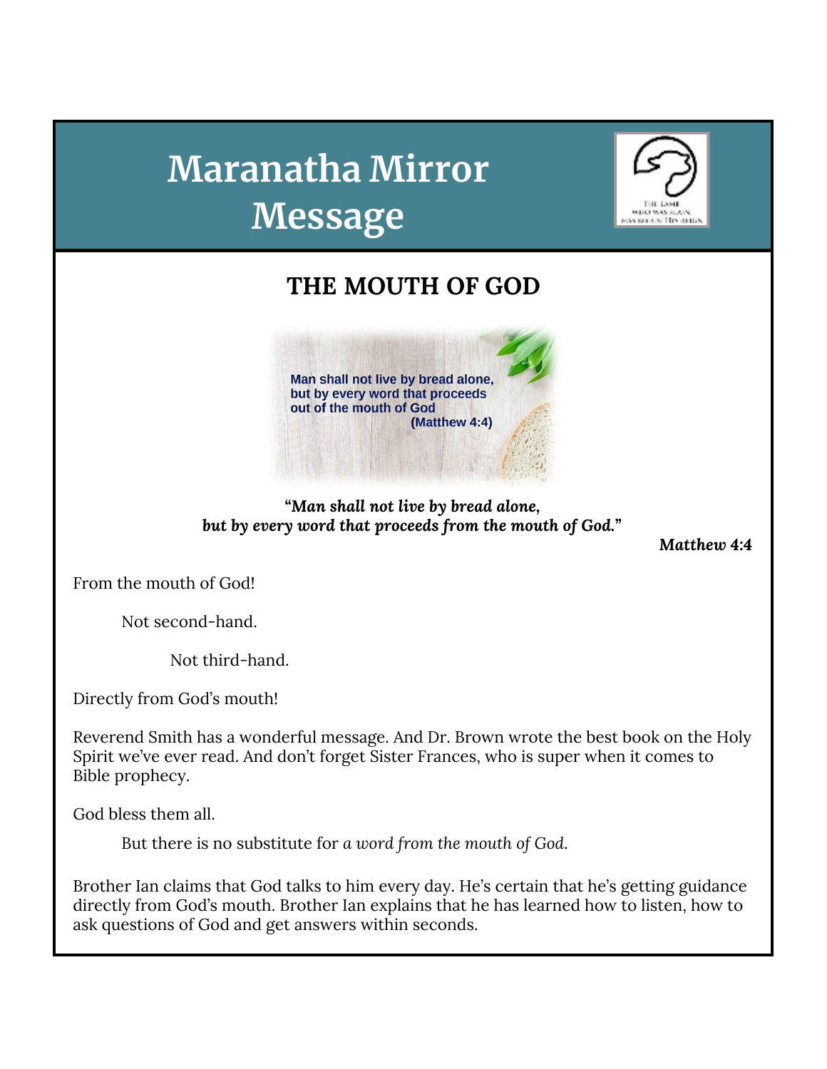# Maranatha Mirror Message

## THE MOUTH OF GOD

*"Man shall not live by bread alone,*
*but by every word that proceeds from the mouth of God."*

***Matthew 4:4***

From the mouth of God!

Not second-hand.

Not third-hand.

Directly from God's mouth!

Reverend Smith has a wonderful message. And Dr. Brown wrote the best book on the Holy Spirit we've ever read. And don't forget Sister Frances, who is super when it comes to Bible prophecy.

God bless them all.

But there is no substitute for *a word from the mouth of God.*

Brother Ian claims that God talks to him every day. He's certain that he's getting guidance directly from God's mouth. Brother Ian explains that he has learned how to listen, how to ask questions of God and get answers within seconds.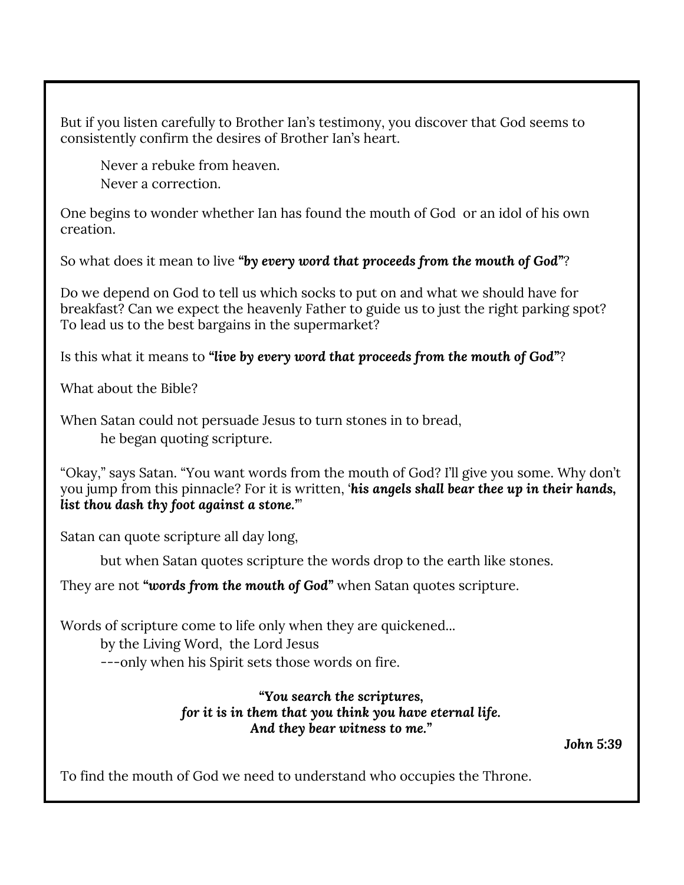But if you listen carefully to Brother Ian's testimony, you discover that God seems to consistently confirm the desires of Brother Ian's heart.

> Never a rebuke from heaven.
> Never a correction.

One begins to wonder whether Ian has found the mouth of God  or an idol of his own creation.

So what does it mean to live ***"by every word that proceeds from the mouth of God"***?

Do we depend on God to tell us which socks to put on and what we should have for breakfast? Can we expect the heavenly Father to guide us to just the right parking spot? To lead us to the best bargains in the supermarket?

Is this what it means to ***"live by every word that proceeds from the mouth of God"***?

What about the Bible?

When Satan could not persuade Jesus to turn stones in to bread,
> he began quoting scripture.

"Okay," says Satan. "You want words from the mouth of God? I'll give you some. Why don't you jump from this pinnacle? For it is written, '***his angels shall bear thee up in their hands, list thou dash thy foot against a stone.***'"

Satan can quote scripture all day long,

> but when Satan quotes scripture the words drop to the earth like stones.

They are not ***"words from the mouth of God"*** when Satan quotes scripture.

Words of scripture come to life only when they are quickened...
> by the Living Word,  the Lord Jesus
> ---only when his Spirit sets those words on fire.

***"You search the scriptures,***
***for it is in them that you think you have eternal life.***
***And they bear witness to me."***

***John* 5:39**

To find the mouth of God we need to understand who occupies the Throne.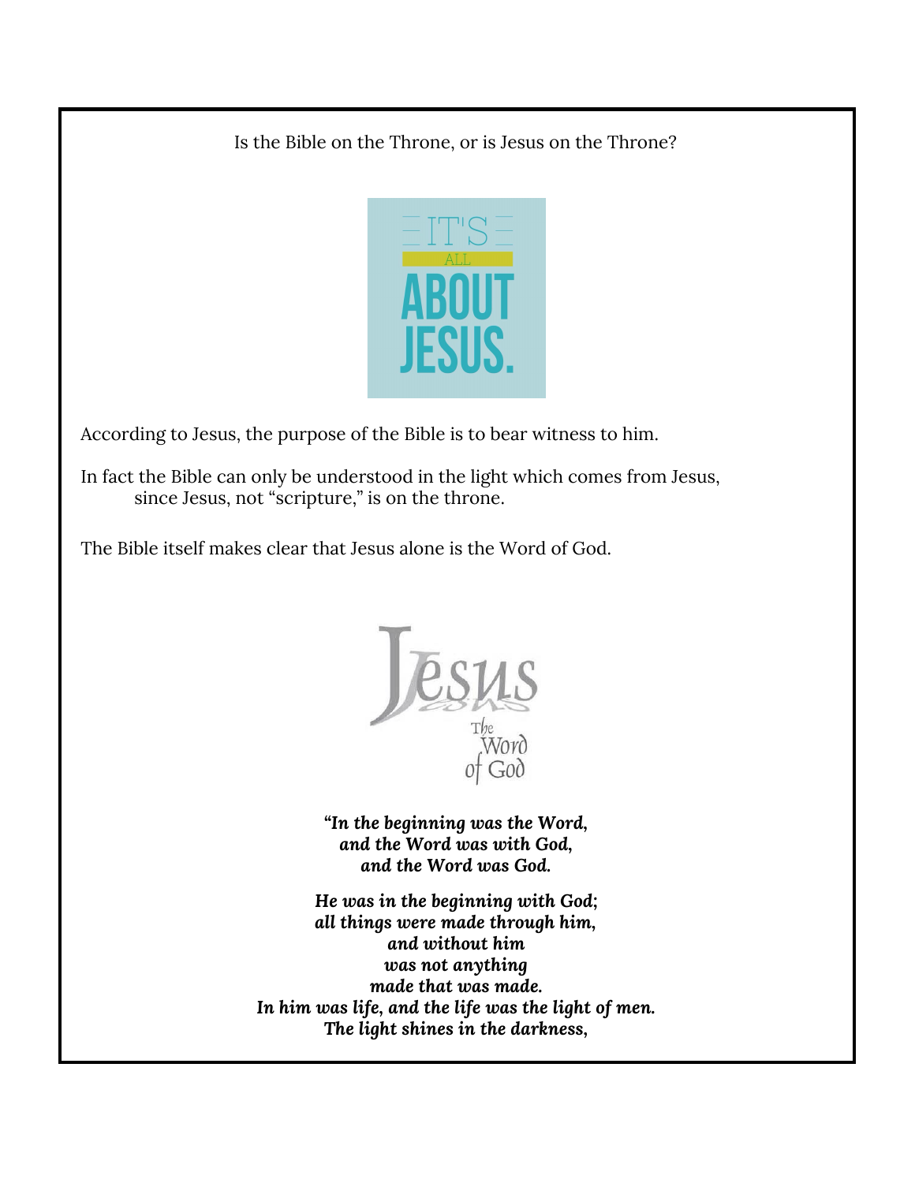Is the Bible on the Throne, or is Jesus on the Throne?

According to Jesus, the purpose of the Bible is to bear witness to him.

In fact the Bible can only be understood in the light which comes from Jesus, since Jesus, not "scripture," is on the throne.

The Bible itself makes clear that Jesus alone is the Word of God.

***"In the beginning was the Word,  
and the Word was with God,  
and the Word was God.***

***He was in the beginning with God;  
all things were made through him,  
and without him  
was not anything  
made that was made.  
In him was life, and the life was the light of men.  
The light shines in the darkness,***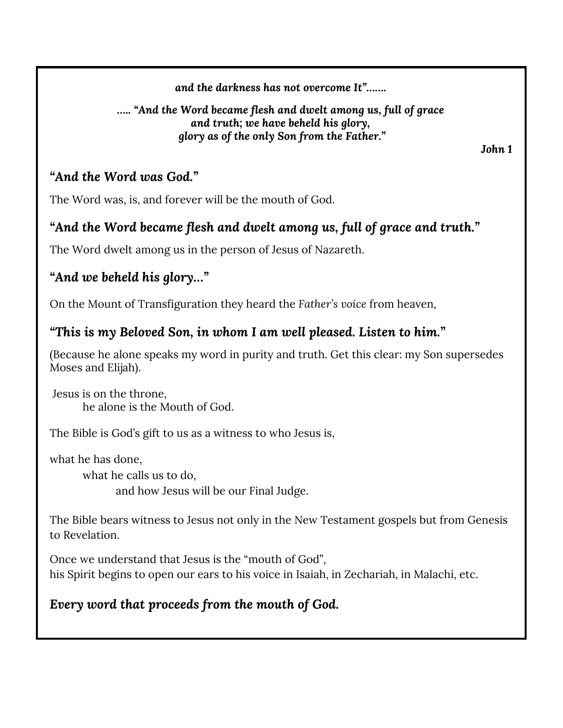***and the darkness has not overcome It"…….***

***….. "And the Word became flesh and dwelt among us, full of grace and truth; we have beheld his glory, glory as of the only Son from the Father."***

***John 1***

### *"And the Word was God."*

The Word was, is, and forever will be the mouth of God.

### *"And the Word became flesh and dwelt among us, full of grace and truth."*

The Word dwelt among us in the person of Jesus of Nazareth.

### *"And we beheld his glory…"*

On the Mount of Transfiguration they heard the *Father's voice* from heaven,

### *"This is my Beloved Son, in whom I am well pleased. Listen to him."*

(Because he alone speaks my word in purity and truth. Get this clear: my Son supersedes Moses and Elijah).

Jesus is on the throne,
he alone is the Mouth of God.

The Bible is God's gift to us as a witness to who Jesus is,

what he has done,
what he calls us to do,
and how Jesus will be our Final Judge.

The Bible bears witness to Jesus not only in the New Testament gospels but from Genesis to Revelation.

Once we understand that Jesus is the "mouth of God",
his Spirit begins to open our ears to his voice in Isaiah, in Zechariah, in Malachi, etc.

### *Every word that proceeds from the mouth of God.*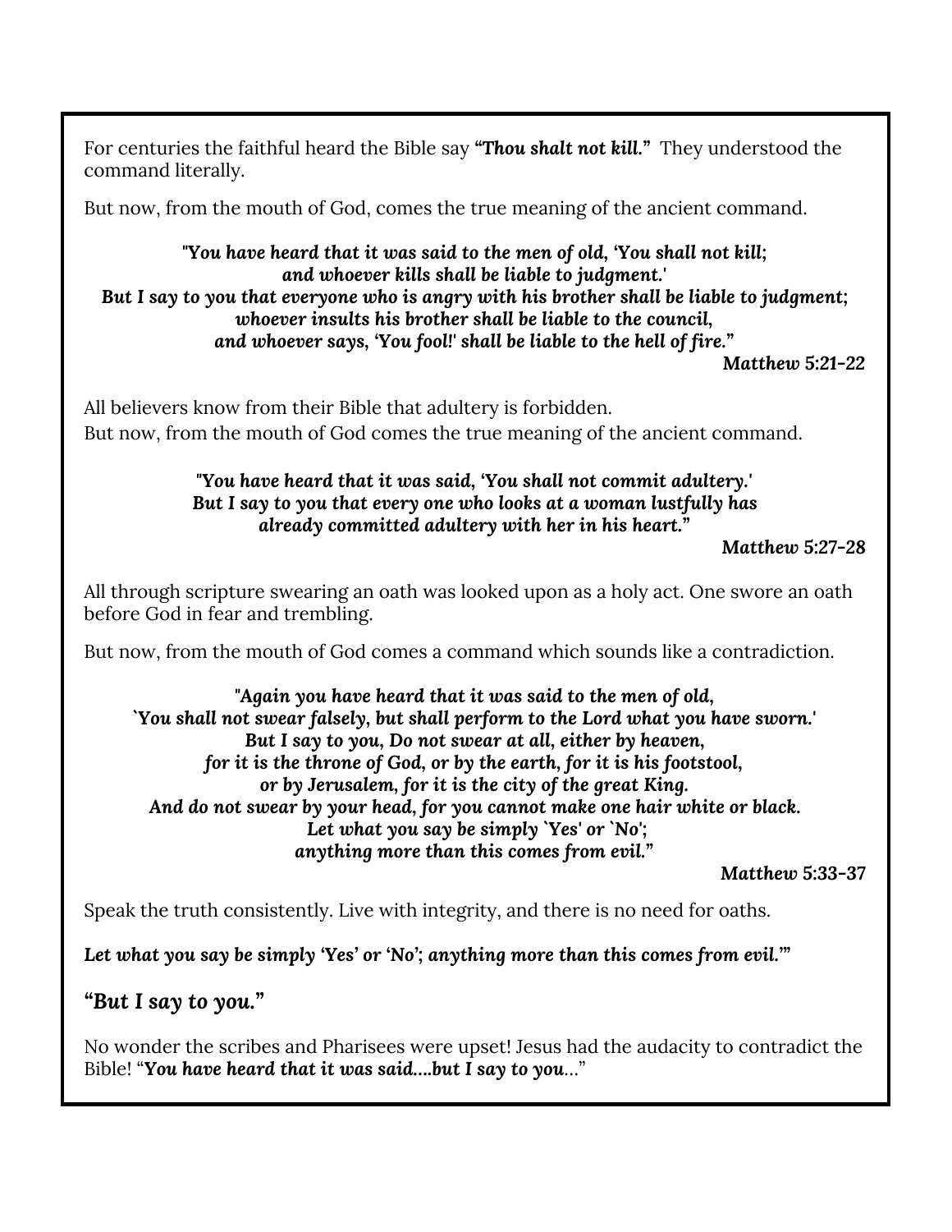For centuries the faithful heard the Bible say ***"Thou shalt not kill."*** They understood the command literally.

But now, from the mouth of God, comes the true meaning of the ancient command.

***"You have heard that it was said to the men of old, 'You shall not kill;***  
***and whoever kills shall be liable to judgment.'***  
***But I say to you that everyone who is angry with his brother shall be liable to judgment;***  
***whoever insults his brother shall be liable to the council,***  
***and whoever says, 'You fool!' shall be liable to the hell of fire."***

***Matthew 5:21-22***

All believers know from their Bible that adultery is forbidden.  
But now, from the mouth of God comes the true meaning of the ancient command.

***"You have heard that it was said, 'You shall not commit adultery.'***  
***But I say to you that every one who looks at a woman lustfully has***  
***already committed adultery with her in his heart."***

***Matthew 5:27-28***

All through scripture swearing an oath was looked upon as a holy act. One swore an oath before God in fear and trembling.

But now, from the mouth of God comes a command which sounds like a contradiction.

***"Again you have heard that it was said to the men of old,***  
***`You shall not swear falsely, but shall perform to the Lord what you have sworn.'***  
***But I say to you, Do not swear at all, either by heaven,***  
***for it is the throne of God, or by the earth, for it is his footstool,***  
***or by Jerusalem, for it is the city of the great King.***  
***And do not swear by your head, for you cannot make one hair white or black.***  
***Let what you say be simply `Yes' or `No';***  
***anything more than this comes from evil."***

***Matthew 5:33-37***

Speak the truth consistently. Live with integrity, and there is no need for oaths.

***Let what you say be simply 'Yes' or 'No'; anything more than this comes from evil.'"***

### ***"But I say to you."***

No wonder the scribes and Pharisees were upset! Jesus had the audacity to contradict the Bible! "***You have heard that it was said....but I say to you***..."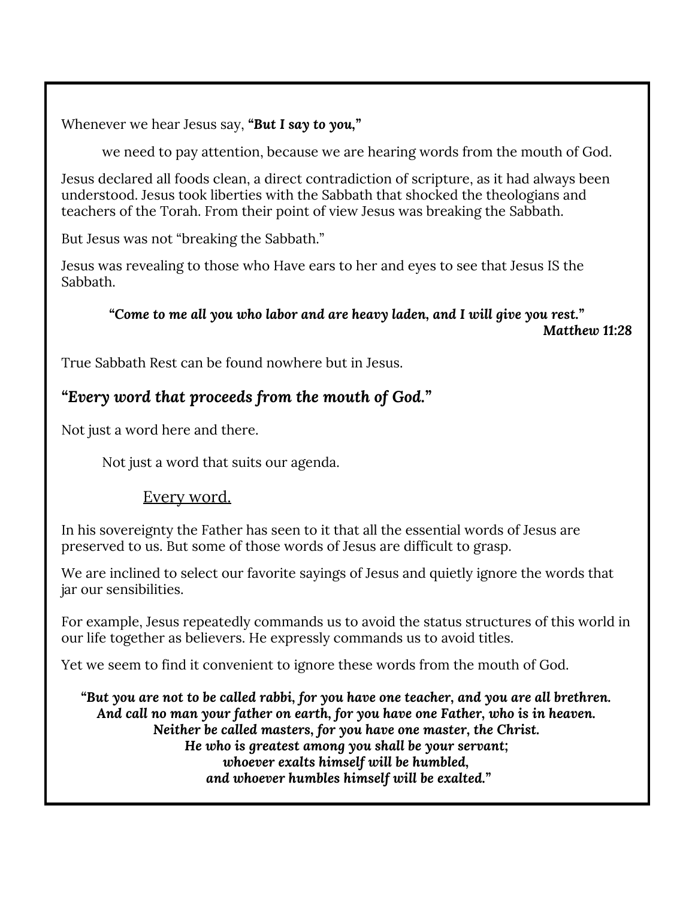Whenever we hear Jesus say, ***"But I say to you,"***

we need to pay attention, because we are hearing words from the mouth of God.

Jesus declared all foods clean, a direct contradiction of scripture, as it had always been understood. Jesus took liberties with the Sabbath that shocked the theologians and teachers of the Torah. From their point of view Jesus was breaking the Sabbath.

But Jesus was not "breaking the Sabbath."

Jesus was revealing to those who Have ears to her and eyes to see that Jesus IS the Sabbath.

***"Come to me all you who labor and are heavy laden, and I will give you rest."***
***Matthew 11:28***

True Sabbath Rest can be found nowhere but in Jesus.

### *"Every word that proceeds from the mouth of God."*

Not just a word here and there.

Not just a word that suits our agenda.

<u>Every word.</u>

In his sovereignty the Father has seen to it that all the essential words of Jesus are preserved to us. But some of those words of Jesus are difficult to grasp.

We are inclined to select our favorite sayings of Jesus and quietly ignore the words that jar our sensibilities.

For example, Jesus repeatedly commands us to avoid the status structures of this world in our life together as believers. He expressly commands us to avoid titles.

Yet we seem to find it convenient to ignore these words from the mouth of God.

***"But you are not to be called rabbi, for you have one teacher, and you are all brethren.***
***And call no man your father on earth, for you have one Father, who is in heaven.***
***Neither be called masters, for you have one master, the Christ.***
***He who is greatest among you shall be your servant;***
***whoever exalts himself will be humbled,***
***and whoever humbles himself will be exalted."***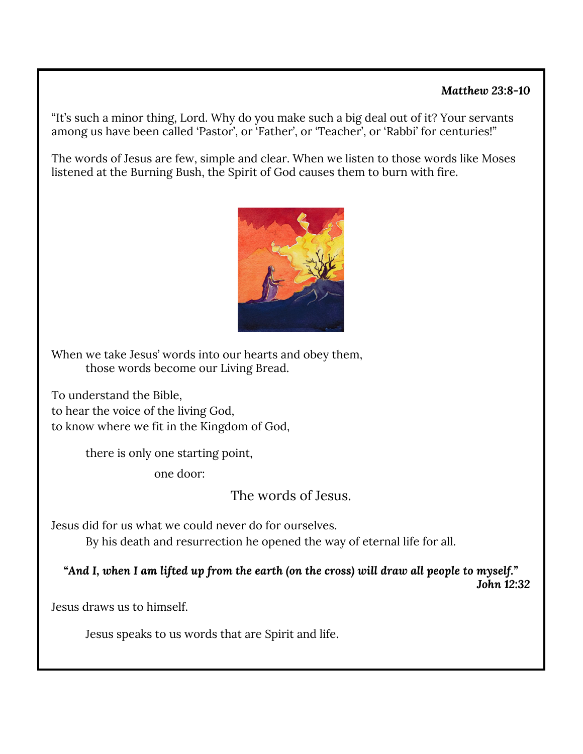***Matthew* 23:8-10**

"It's such a minor thing, Lord. Why do you make such a big deal out of it? Your servants among us have been called 'Pastor', or 'Father', or 'Teacher', or 'Rabbi' for centuries!"

The words of Jesus are few, simple and clear. When we listen to those words like Moses listened at the Burning Bush, the Spirit of God causes them to burn with fire.

When we take Jesus' words into our hearts and obey them,
those words become our Living Bread.

To understand the Bible,
to hear the voice of the living God,
to know where we fit in the Kingdom of God,

there is only one starting point,

one door:

The words of Jesus.

Jesus did for us what we could never do for ourselves.
By his death and resurrection he opened the way of eternal life for all.

***"And I, when I am lifted up from the earth (on the cross) will draw all people to myself."***
***John* 12:32**

Jesus draws us to himself.

Jesus speaks to us words that are Spirit and life.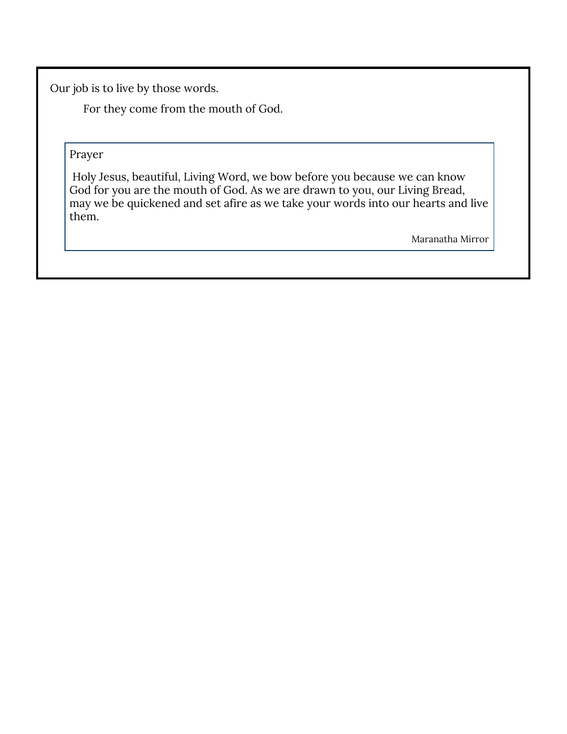Our job is to live by those words.

For they come from the mouth of God.

Prayer

Holy Jesus, beautiful, Living Word, we bow before you because we can know God for you are the mouth of God. As we are drawn to you, our Living Bread, may we be quickened and set afire as we take your words into our hearts and live them.

Maranatha Mirror